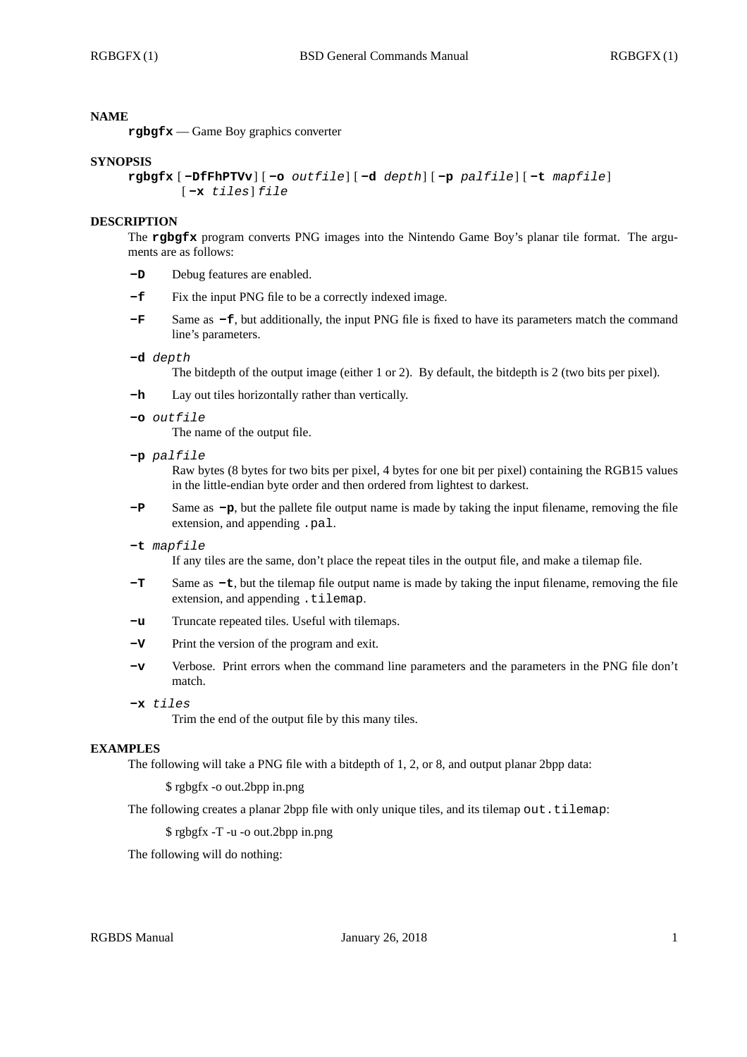## NAME

**rgbgfx** — Game Boy graphics converter

## SYNOPSIS

**rgbgfx** [ **-DfFhPTVv** ] [ **-o** *outfile* ] [ **-d** *depth* ] [ **-p** *palfile* ] [ **-t** *mapfile* ] [ **-x** *tiles* ] *file*

## DESCRIPTION

The **rgbgfx** program converts PNG images into the Nintendo Game Boy's planar tile format. The arguments are as follows:

**-D** Debug features are enabled.

**-f** Fix the input PNG file to be a correctly indexed image.

**-F** Same as **-f**, but additionally, the input PNG file is fixed to have its parameters match the command line's parameters.

**-d** *depth*
The bitdepth of the output image (either 1 or 2). By default, the bitdepth is 2 (two bits per pixel).

**-h** Lay out tiles horizontally rather than vertically.

**-o** *outfile*
The name of the output file.

**-p** *palfile*
Raw bytes (8 bytes for two bits per pixel, 4 bytes for one bit per pixel) containing the RGB15 values in the little-endian byte order and then ordered from lightest to darkest.

**-P** Same as **-p**, but the pallete file output name is made by taking the input filename, removing the file extension, and appending `.pal`.

**-t** *mapfile*
If any tiles are the same, don't place the repeat tiles in the output file, and make a tilemap file.

**-T** Same as **-t**, but the tilemap file output name is made by taking the input filename, removing the file extension, and appending `.tilemap`.

**-u** Truncate repeated tiles. Useful with tilemaps.

**-V** Print the version of the program and exit.

**-v** Verbose. Print errors when the command line parameters and the parameters in the PNG file don't match.

**-x** *tiles*
Trim the end of the output file by this many tiles.

## EXAMPLES

The following will take a PNG file with a bitdepth of 1, 2, or 8, and output planar 2bpp data:

```
$ rgbgfx -o out.2bpp in.png
```

The following creates a planar 2bpp file with only unique tiles, and its tilemap `out.tilemap`:

```
$ rgbgfx -T -u -o out.2bpp in.png
```

The following will do nothing: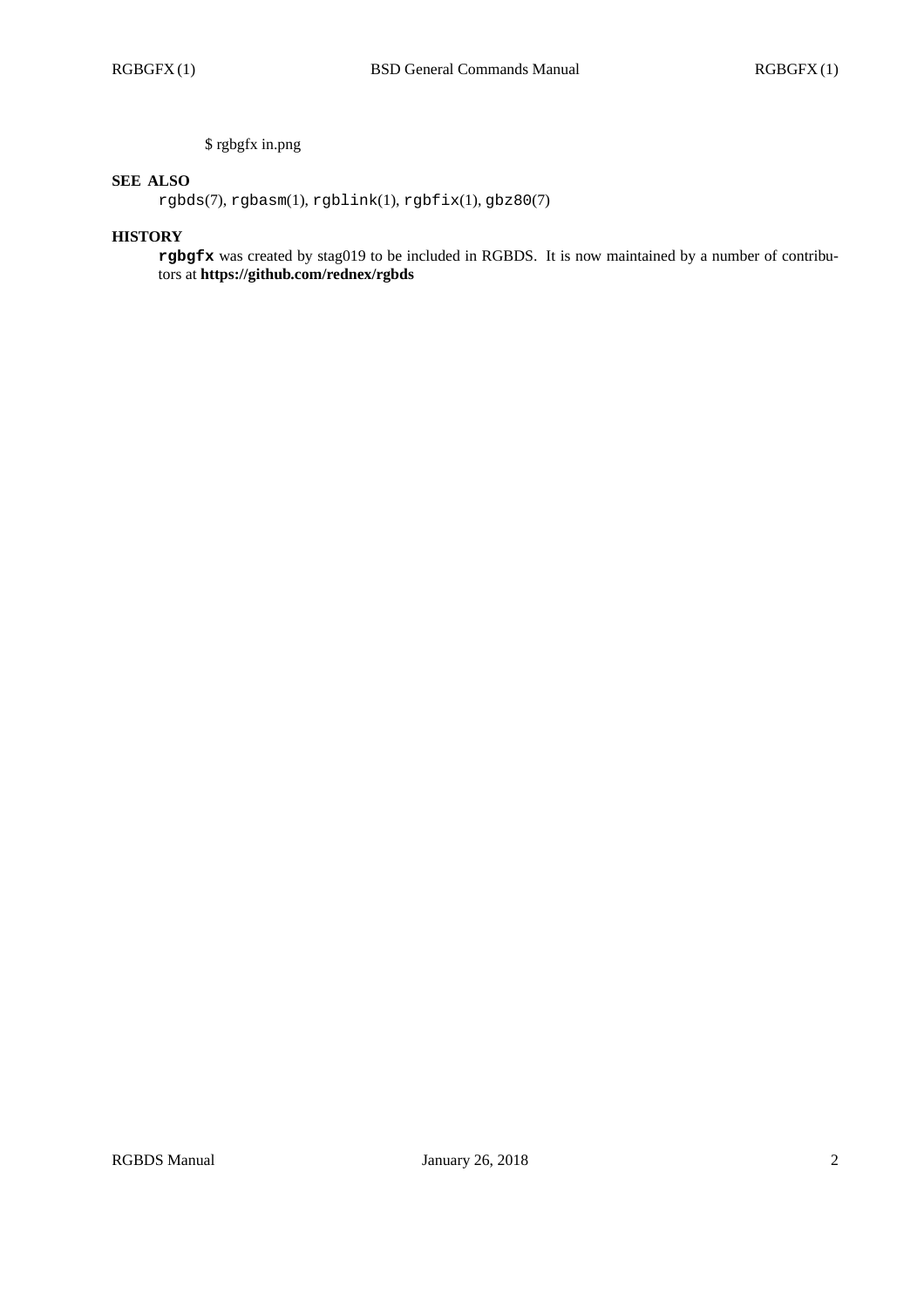```
$ rgbgfx in.png
```

## SEE ALSO

rgbds(7), rgbasm(1), rgblink(1), rgbfix(1), gbz80(7)

## HISTORY

**rgbgfx** was created by stag019 to be included in RGBDS. It is now maintained by a number of contributors at **https://github.com/rednex/rgbds**